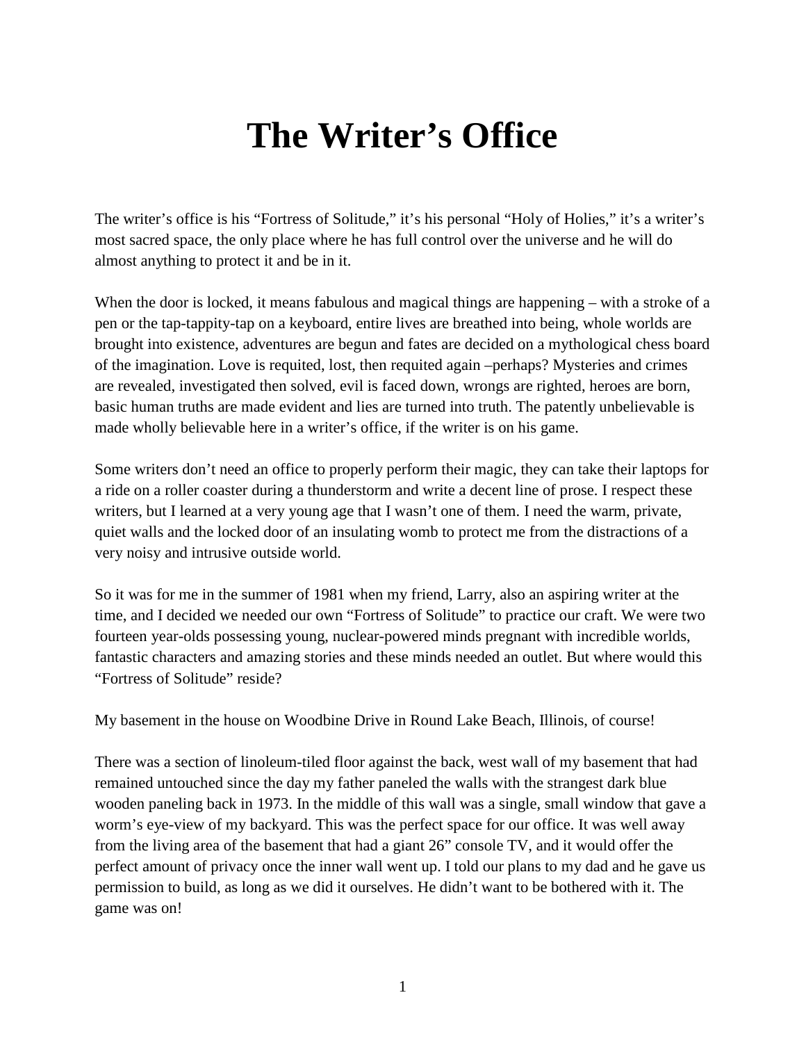# The Writer's Office

The writer's office is his "Fortress of Solitude," it's his personal "Holy of Holies," it's a writer's most sacred space, the only place where he has full control over the universe and he will do almost anything to protect it and be in it.

When the door is locked, it means fabulous and magical things are happening – with a stroke of a pen or the tap-tappity-tap on a keyboard, entire lives are breathed into being, whole worlds are brought into existence, adventures are begun and fates are decided on a mythological chess board of the imagination. Love is requited, lost, then requited again –perhaps? Mysteries and crimes are revealed, investigated then solved, evil is faced down, wrongs are righted, heroes are born, basic human truths are made evident and lies are turned into truth. The patently unbelievable is made wholly believable here in a writer's office, if the writer is on his game.

Some writers don't need an office to properly perform their magic, they can take their laptops for a ride on a roller coaster during a thunderstorm and write a decent line of prose. I respect these writers, but I learned at a very young age that I wasn't one of them. I need the warm, private, quiet walls and the locked door of an insulating womb to protect me from the distractions of a very noisy and intrusive outside world.

So it was for me in the summer of 1981 when my friend, Larry, also an aspiring writer at the time, and I decided we needed our own "Fortress of Solitude" to practice our craft. We were two fourteen year-olds possessing young, nuclear-powered minds pregnant with incredible worlds, fantastic characters and amazing stories and these minds needed an outlet. But where would this "Fortress of Solitude" reside?

My basement in the house on Woodbine Drive in Round Lake Beach, Illinois, of course!

There was a section of linoleum-tiled floor against the back, west wall of my basement that had remained untouched since the day my father paneled the walls with the strangest dark blue wooden paneling back in 1973. In the middle of this wall was a single, small window that gave a worm's eye-view of my backyard. This was the perfect space for our office. It was well away from the living area of the basement that had a giant 26" console TV, and it would offer the perfect amount of privacy once the inner wall went up. I told our plans to my dad and he gave us permission to build, as long as we did it ourselves. He didn't want to be bothered with it. The game was on!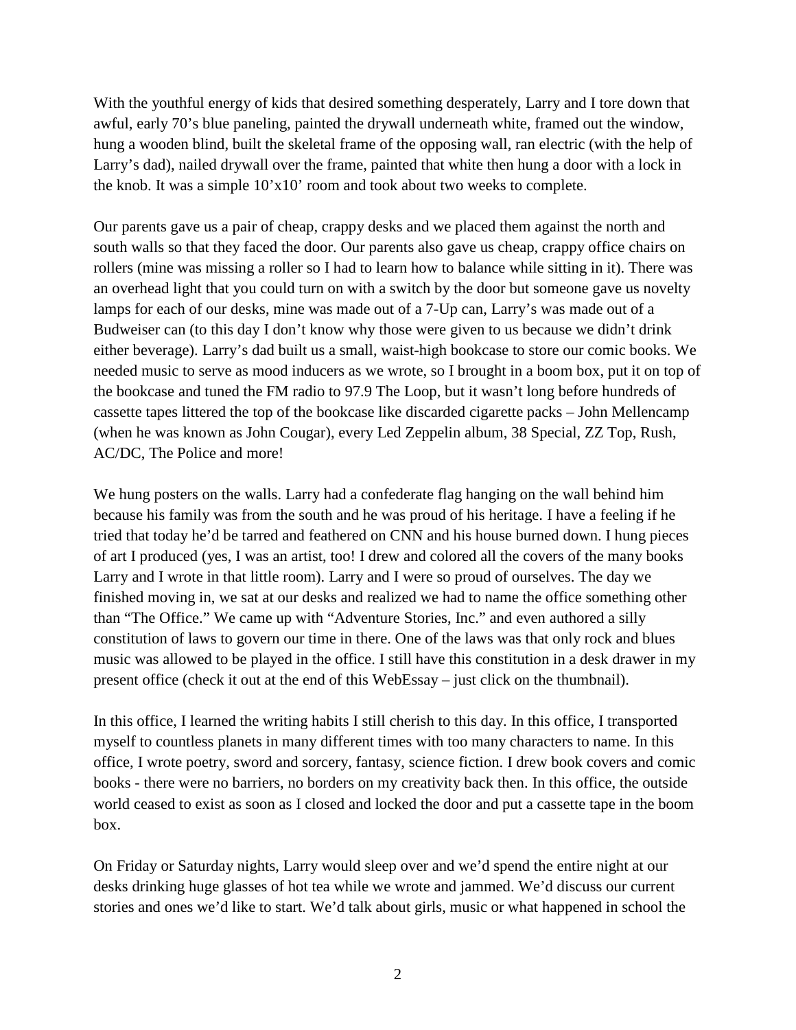With the youthful energy of kids that desired something desperately, Larry and I tore down that awful, early 70's blue paneling, painted the drywall underneath white, framed out the window, hung a wooden blind, built the skeletal frame of the opposing wall, ran electric (with the help of Larry's dad), nailed drywall over the frame, painted that white then hung a door with a lock in the knob. It was a simple 10'x10' room and took about two weeks to complete.

Our parents gave us a pair of cheap, crappy desks and we placed them against the north and south walls so that they faced the door. Our parents also gave us cheap, crappy office chairs on rollers (mine was missing a roller so I had to learn how to balance while sitting in it). There was an overhead light that you could turn on with a switch by the door but someone gave us novelty lamps for each of our desks, mine was made out of a 7-Up can, Larry's was made out of a Budweiser can (to this day I don't know why those were given to us because we didn't drink either beverage). Larry's dad built us a small, waist-high bookcase to store our comic books. We needed music to serve as mood inducers as we wrote, so I brought in a boom box, put it on top of the bookcase and tuned the FM radio to 97.9 The Loop, but it wasn't long before hundreds of cassette tapes littered the top of the bookcase like discarded cigarette packs – John Mellencamp (when he was known as John Cougar), every Led Zeppelin album, 38 Special, ZZ Top, Rush, AC/DC, The Police and more!

We hung posters on the walls. Larry had a confederate flag hanging on the wall behind him because his family was from the south and he was proud of his heritage. I have a feeling if he tried that today he'd be tarred and feathered on CNN and his house burned down. I hung pieces of art I produced (yes, I was an artist, too! I drew and colored all the covers of the many books Larry and I wrote in that little room). Larry and I were so proud of ourselves. The day we finished moving in, we sat at our desks and realized we had to name the office something other than "The Office." We came up with "Adventure Stories, Inc." and even authored a silly constitution of laws to govern our time in there. One of the laws was that only rock and blues music was allowed to be played in the office. I still have this constitution in a desk drawer in my present office (check it out at the end of this WebEssay – just click on the thumbnail).

In this office, I learned the writing habits I still cherish to this day. In this office, I transported myself to countless planets in many different times with too many characters to name. In this office, I wrote poetry, sword and sorcery, fantasy, science fiction. I drew book covers and comic books - there were no barriers, no borders on my creativity back then. In this office, the outside world ceased to exist as soon as I closed and locked the door and put a cassette tape in the boom box.

On Friday or Saturday nights, Larry would sleep over and we'd spend the entire night at our desks drinking huge glasses of hot tea while we wrote and jammed. We'd discuss our current stories and ones we'd like to start. We'd talk about girls, music or what happened in school the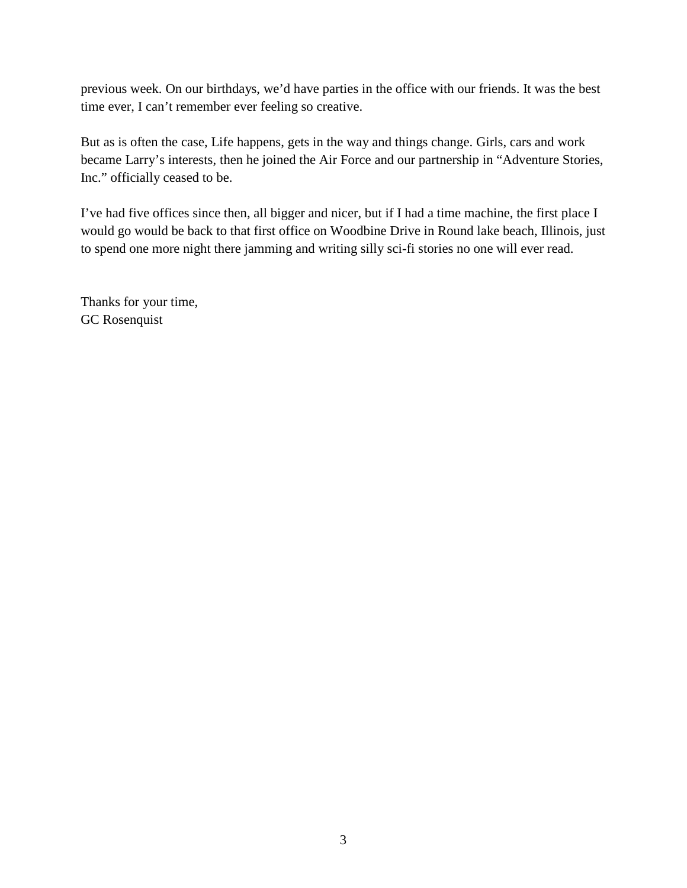previous week. On our birthdays, we'd have parties in the office with our friends. It was the best time ever, I can't remember ever feeling so creative.

But as is often the case, Life happens, gets in the way and things change. Girls, cars and work became Larry's interests, then he joined the Air Force and our partnership in "Adventure Stories, Inc." officially ceased to be.

I've had five offices since then, all bigger and nicer, but if I had a time machine, the first place I would go would be back to that first office on Woodbine Drive in Round lake beach, Illinois, just to spend one more night there jamming and writing silly sci-fi stories no one will ever read.

Thanks for your time,
GC Rosenquist